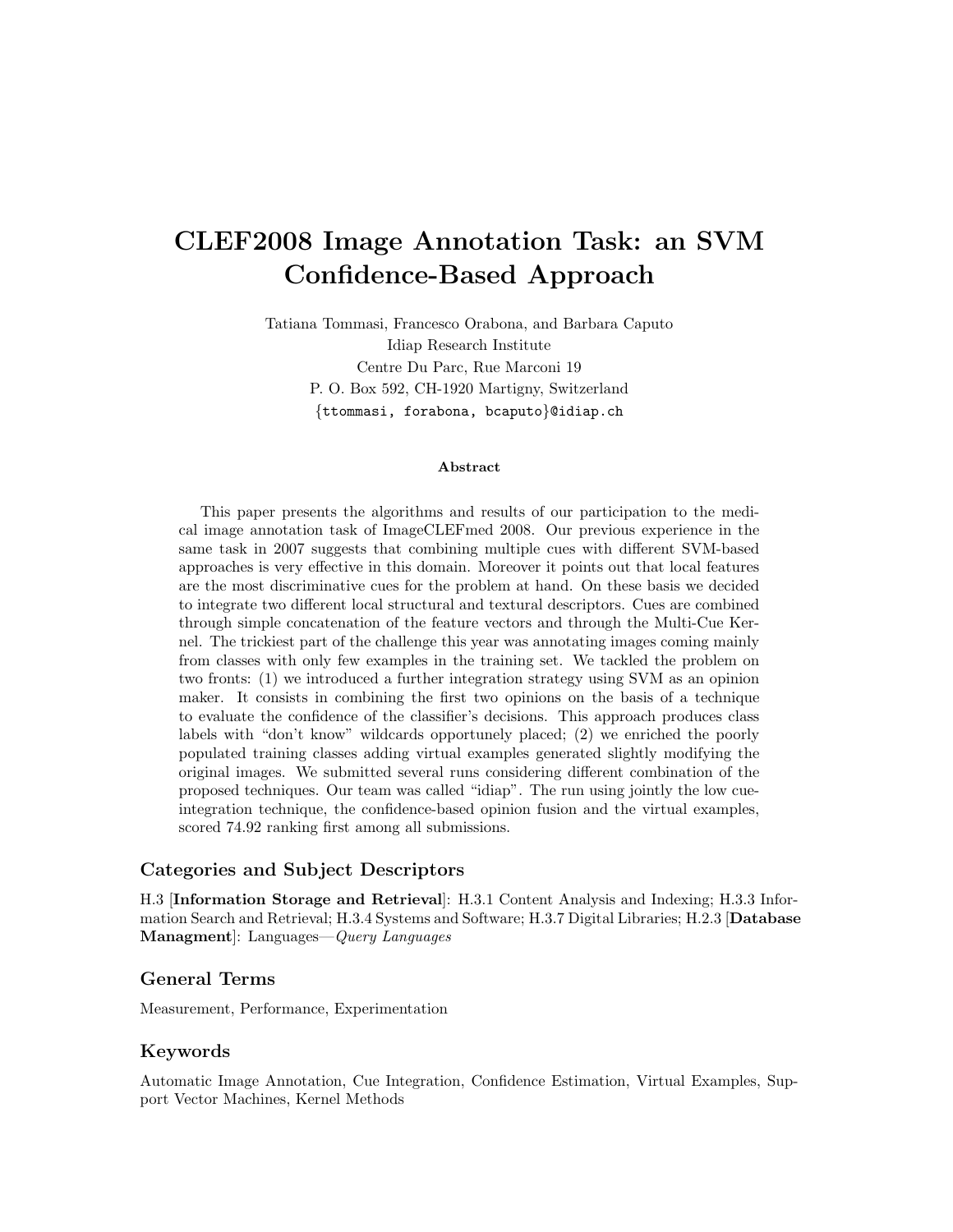# CLEF2008 Image Annotation Task: an SVM Confidence-Based Approach

Tatiana Tommasi, Francesco Orabona, and Barbara Caputo
Idiap Research Institute
Centre Du Parc, Rue Marconi 19
P. O. Box 592, CH-1920 Martigny, Switzerland
{ttommasi, forabona, bcaputo}@idiap.ch

### Abstract

This paper presents the algorithms and results of our participation to the medical image annotation task of ImageCLEFmed 2008. Our previous experience in the same task in 2007 suggests that combining multiple cues with different SVM-based approaches is very effective in this domain. Moreover it points out that local features are the most discriminative cues for the problem at hand. On these basis we decided to integrate two different local structural and textural descriptors. Cues are combined through simple concatenation of the feature vectors and through the Multi-Cue Kernel. The trickiest part of the challenge this year was annotating images coming mainly from classes with only few examples in the training set. We tackled the problem on two fronts: (1) we introduced a further integration strategy using SVM as an opinion maker. It consists in combining the first two opinions on the basis of a technique to evaluate the confidence of the classifier's decisions. This approach produces class labels with "don't know" wildcards opportunely placed; (2) we enriched the poorly populated training classes adding virtual examples generated slightly modifying the original images. We submitted several runs considering different combination of the proposed techniques. Our team was called "idiap". The run using jointly the low cue-integration technique, the confidence-based opinion fusion and the virtual examples, scored 74.92 ranking first among all submissions.

## Categories and Subject Descriptors

H.3 [**Information Storage and Retrieval**]: H.3.1 Content Analysis and Indexing; H.3.3 Information Search and Retrieval; H.3.4 Systems and Software; H.3.7 Digital Libraries; H.2.3 [**Database Managment**]: Languages—*Query Languages*

## General Terms

Measurement, Performance, Experimentation

## Keywords

Automatic Image Annotation, Cue Integration, Confidence Estimation, Virtual Examples, Support Vector Machines, Kernel Methods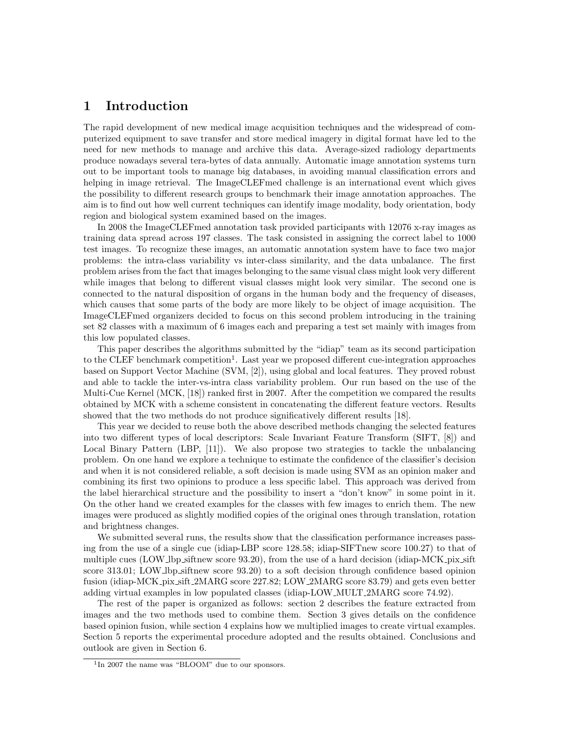# 1 Introduction

The rapid development of new medical image acquisition techniques and the widespread of computerized equipment to save transfer and store medical imagery in digital format have led to the need for new methods to manage and archive this data. Average-sized radiology departments produce nowadays several tera-bytes of data annually. Automatic image annotation systems turn out to be important tools to manage big databases, in avoiding manual classification errors and helping in image retrieval. The ImageCLEFmed challenge is an international event which gives the possibility to different research groups to benchmark their image annotation approaches. The aim is to find out how well current techniques can identify image modality, body orientation, body region and biological system examined based on the images.

In 2008 the ImageCLEFmed annotation task provided participants with 12076 x-ray images as training data spread across 197 classes. The task consisted in assigning the correct label to 1000 test images. To recognize these images, an automatic annotation system have to face two major problems: the intra-class variability vs inter-class similarity, and the data unbalance. The first problem arises from the fact that images belonging to the same visual class might look very different while images that belong to different visual classes might look very similar. The second one is connected to the natural disposition of organs in the human body and the frequency of diseases, which causes that some parts of the body are more likely to be object of image acquisition. The ImageCLEFmed organizers decided to focus on this second problem introducing in the training set 82 classes with a maximum of 6 images each and preparing a test set mainly with images from this low populated classes.

This paper describes the algorithms submitted by the "idiap" team as its second participation to the CLEF benchmark competition[1]. Last year we proposed different cue-integration approaches based on Support Vector Machine (SVM, [2]), using global and local features. They proved robust and able to tackle the inter-vs-intra class variability problem. Our run based on the use of the Multi-Cue Kernel (MCK, [18]) ranked first in 2007. After the competition we compared the results obtained by MCK with a scheme consistent in concatenating the different feature vectors. Results showed that the two methods do not produce significatively different results [18].

This year we decided to reuse both the above described methods changing the selected features into two different types of local descriptors: Scale Invariant Feature Transform (SIFT, [8]) and Local Binary Pattern (LBP, [11]). We also propose two strategies to tackle the unbalancing problem. On one hand we explore a technique to estimate the confidence of the classifier's decision and when it is not considered reliable, a soft decision is made using SVM as an opinion maker and combining its first two opinions to produce a less specific label. This approach was derived from the label hierarchical structure and the possibility to insert a "don't know" in some point in it. On the other hand we created examples for the classes with few images to enrich them. The new images were produced as slightly modified copies of the original ones through translation, rotation and brightness changes.

We submitted several runs, the results show that the classification performance increases passing from the use of a single cue (idiap-LBP score 128.58; idiap-SIFTnew score 100.27) to that of multiple cues (LOW_lbp_siftnew score 93.20), from the use of a hard decision (idiap-MCK_pix_sift score 313.01; LOW_lbp_siftnew score 93.20) to a soft decision through confidence based opinion fusion (idiap-MCK_pix_sift_2MARG score 227.82; LOW_2MARG score 83.79) and gets even better adding virtual examples in low populated classes (idiap-LOW_MULT_2MARG score 74.92).

The rest of the paper is organized as follows: section 2 describes the feature extracted from images and the two methods used to combine them. Section 3 gives details on the confidence based opinion fusion, while section 4 explains how we multiplied images to create virtual examples. Section 5 reports the experimental procedure adopted and the results obtained. Conclusions and outlook are given in Section 6.

[1] In 2007 the name was "BLOOM" due to our sponsors.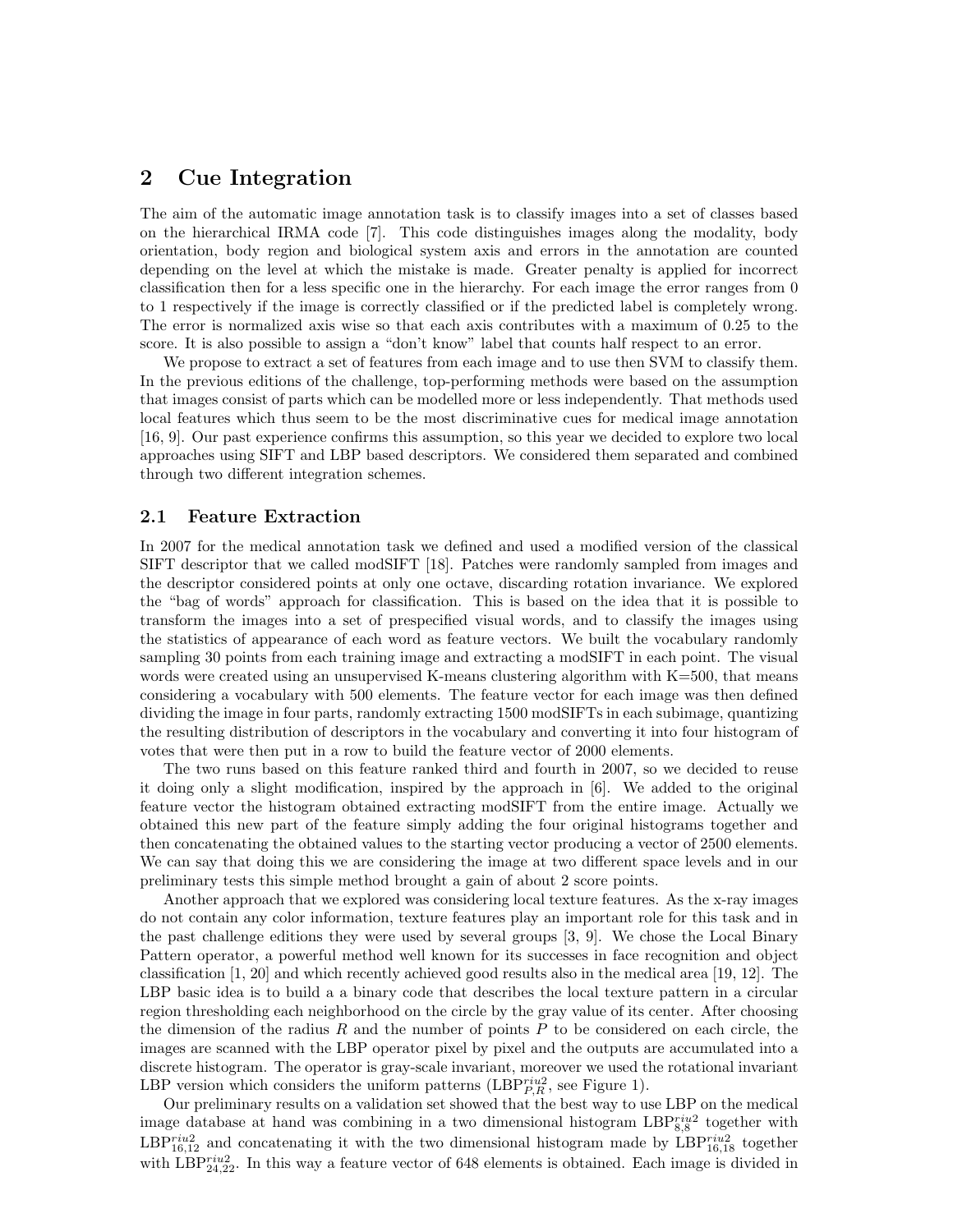## 2 Cue Integration

The aim of the automatic image annotation task is to classify images into a set of classes based on the hierarchical IRMA code [7]. This code distinguishes images along the modality, body orientation, body region and biological system axis and errors in the annotation are counted depending on the level at which the mistake is made. Greater penalty is applied for incorrect classification then for a less specific one in the hierarchy. For each image the error ranges from 0 to 1 respectively if the image is correctly classified or if the predicted label is completely wrong. The error is normalized axis wise so that each axis contributes with a maximum of 0.25 to the score. It is also possible to assign a "don't know" label that counts half respect to an error.

We propose to extract a set of features from each image and to use then SVM to classify them. In the previous editions of the challenge, top-performing methods were based on the assumption that images consist of parts which can be modelled more or less independently. That methods used local features which thus seem to be the most discriminative cues for medical image annotation [16, 9]. Our past experience confirms this assumption, so this year we decided to explore two local approaches using SIFT and LBP based descriptors. We considered them separated and combined through two different integration schemes.

### 2.1 Feature Extraction

In 2007 for the medical annotation task we defined and used a modified version of the classical SIFT descriptor that we called modSIFT [18]. Patches were randomly sampled from images and the descriptor considered points at only one octave, discarding rotation invariance. We explored the "bag of words" approach for classification. This is based on the idea that it is possible to transform the images into a set of prespecified visual words, and to classify the images using the statistics of appearance of each word as feature vectors. We built the vocabulary randomly sampling 30 points from each training image and extracting a modSIFT in each point. The visual words were created using an unsupervised K-means clustering algorithm with K=500, that means considering a vocabulary with 500 elements. The feature vector for each image was then defined dividing the image in four parts, randomly extracting 1500 modSIFTs in each subimage, quantizing the resulting distribution of descriptors in the vocabulary and converting it into four histogram of votes that were then put in a row to build the feature vector of 2000 elements.

The two runs based on this feature ranked third and fourth in 2007, so we decided to reuse it doing only a slight modification, inspired by the approach in [6]. We added to the original feature vector the histogram obtained extracting modSIFT from the entire image. Actually we obtained this new part of the feature simply adding the four original histograms together and then concatenating the obtained values to the starting vector producing a vector of 2500 elements. We can say that doing this we are considering the image at two different space levels and in our preliminary tests this simple method brought a gain of about 2 score points.

Another approach that we explored was considering local texture features. As the x-ray images do not contain any color information, texture features play an important role for this task and in the past challenge editions they were used by several groups [3, 9]. We chose the Local Binary Pattern operator, a powerful method well known for its successes in face recognition and object classification [1, 20] and which recently achieved good results also in the medical area [19, 12]. The LBP basic idea is to build a a binary code that describes the local texture pattern in a circular region thresholding each neighborhood on the circle by the gray value of its center. After choosing the dimension of the radius $R$ and the number of points $P$ to be considered on each circle, the images are scanned with the LBP operator pixel by pixel and the outputs are accumulated into a discrete histogram. The operator is gray-scale invariant, moreover we used the rotational invariant LBP version which considers the uniform patterns ($\text{LBP}^{riu2}_{P,R}$, see Figure 1).

Our preliminary results on a validation set showed that the best way to use LBP on the medical image database at hand was combining in a two dimensional histogram $\text{LBP}^{riu2}_{8,8}$ together with $\text{LBP}^{riu2}_{16,12}$ and concatenating it with the two dimensional histogram made by $\text{LBP}^{riu2}_{16,18}$ together with $\text{LBP}^{riu2}_{24,22}$. In this way a feature vector of 648 elements is obtained. Each image is divided in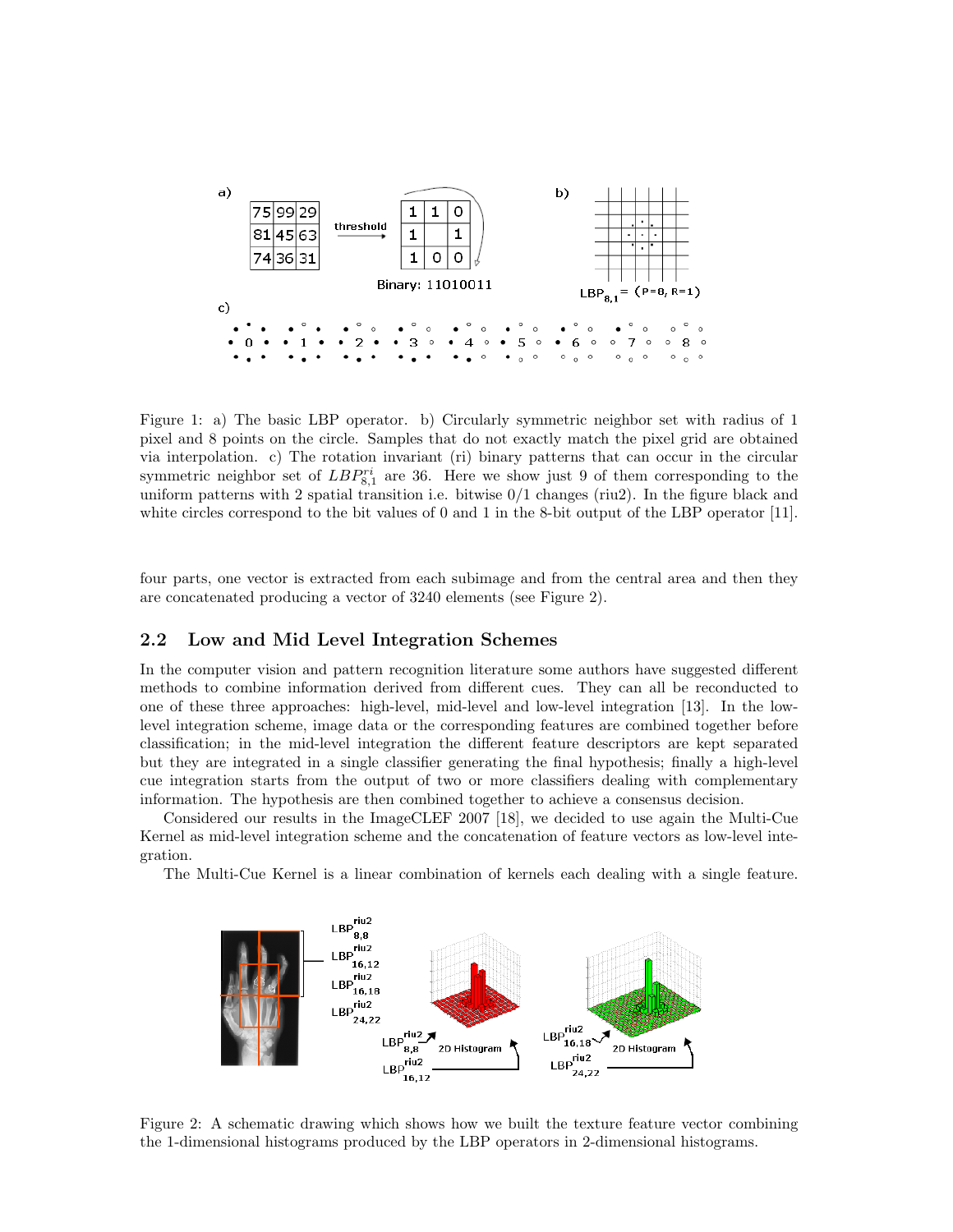Figure 1: a) The basic LBP operator. b) Circularly symmetric neighbor set with radius of 1 pixel and 8 points on the circle. Samples that do not exactly match the pixel grid are obtained via interpolation. c) The rotation invariant (ri) binary patterns that can occur in the circular symmetric neighbor set of $LBP_{8,1}^{ri}$ are 36. Here we show just 9 of them corresponding to the uniform patterns with 2 spatial transition i.e. bitwise 0/1 changes (riu2). In the figure black and white circles correspond to the bit values of 0 and 1 in the 8-bit output of the LBP operator [11].

four parts, one vector is extracted from each subimage and from the central area and then they are concatenated producing a vector of 3240 elements (see Figure 2).

## 2.2 Low and Mid Level Integration Schemes

In the computer vision and pattern recognition literature some authors have suggested different methods to combine information derived from different cues. They can all be reconducted to one of these three approaches: high-level, mid-level and low-level integration [13]. In the low-level integration scheme, image data or the corresponding features are combined together before classification; in the mid-level integration the different feature descriptors are kept separated but they are integrated in a single classifier generating the final hypothesis; finally a high-level cue integration starts from the output of two or more classifiers dealing with complementary information. The hypothesis are then combined together to achieve a consensus decision.

Considered our results in the ImageCLEF 2007 [18], we decided to use again the Multi-Cue Kernel as mid-level integration scheme and the concatenation of feature vectors as low-level integration.

The Multi-Cue Kernel is a linear combination of kernels each dealing with a single feature.

Figure 2: A schematic drawing which shows how we built the texture feature vector combining the 1-dimensional histograms produced by the LBP operators in 2-dimensional histograms.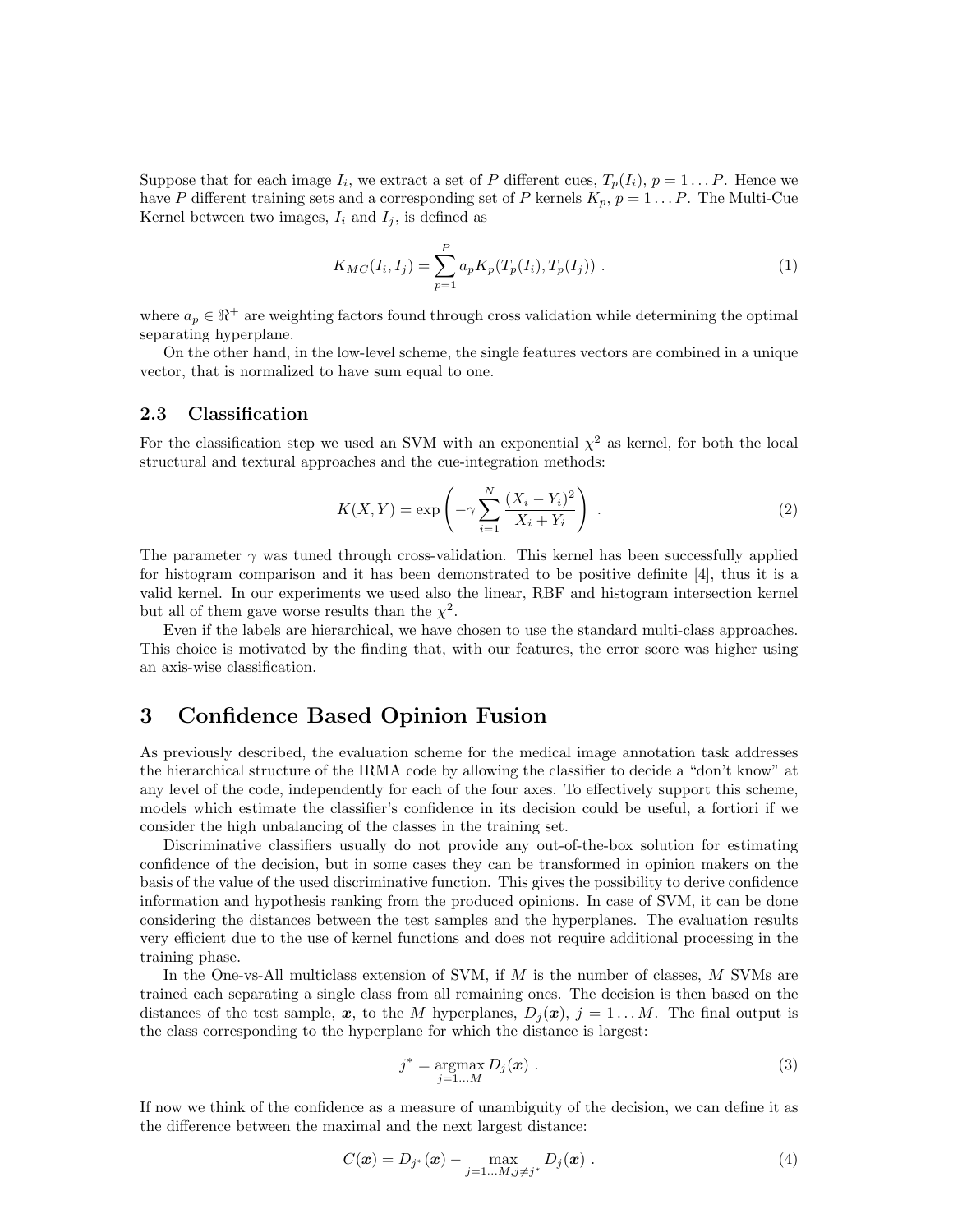Suppose that for each image $I_i$, we extract a set of $P$ different cues, $T_p(I_i)$, $p = 1 \dots P$. Hence we have $P$ different training sets and a corresponding set of $P$ kernels $K_p$, $p = 1 \dots P$. The Multi-Cue Kernel between two images, $I_i$ and $I_j$, is defined as

$$K_{MC}(I_i, I_j) = \sum_{p=1}^{P} a_p K_p(T_p(I_i), T_p(I_j)) \ . \tag{1}$$

where $a_p \in \Re^+$ are weighting factors found through cross validation while determining the optimal separating hyperplane.

On the other hand, in the low-level scheme, the single features vectors are combined in a unique vector, that is normalized to have sum equal to one.

### 2.3 Classification

For the classification step we used an SVM with an exponential $\chi^2$ as kernel, for both the local structural and textural approaches and the cue-integration methods:

$$K(X, Y) = \exp\left(-\gamma \sum_{i=1}^{N} \frac{(X_i - Y_i)^2}{X_i + Y_i}\right) \ . \tag{2}$$

The parameter $\gamma$ was tuned through cross-validation. This kernel has been successfully applied for histogram comparison and it has been demonstrated to be positive definite [4], thus it is a valid kernel. In our experiments we used also the linear, RBF and histogram intersection kernel but all of them gave worse results than the $\chi^2$.

Even if the labels are hierarchical, we have chosen to use the standard multi-class approaches. This choice is motivated by the finding that, with our features, the error score was higher using an axis-wise classification.

## 3 Confidence Based Opinion Fusion

As previously described, the evaluation scheme for the medical image annotation task addresses the hierarchical structure of the IRMA code by allowing the classifier to decide a "don't know" at any level of the code, independently for each of the four axes. To effectively support this scheme, models which estimate the classifier's confidence in its decision could be useful, a fortiori if we consider the high unbalancing of the classes in the training set.

Discriminative classifiers usually do not provide any out-of-the-box solution for estimating confidence of the decision, but in some cases they can be transformed in opinion makers on the basis of the value of the used discriminative function. This gives the possibility to derive confidence information and hypothesis ranking from the produced opinions. In case of SVM, it can be done considering the distances between the test samples and the hyperplanes. The evaluation results very efficient due to the use of kernel functions and does not require additional processing in the training phase.

In the One-vs-All multiclass extension of SVM, if $M$ is the number of classes, $M$ SVMs are trained each separating a single class from all remaining ones. The decision is then based on the distances of the test sample, $\boldsymbol{x}$, to the $M$ hyperplanes, $D_j(\boldsymbol{x})$, $j = 1 \dots M$. The final output is the class corresponding to the hyperplane for which the distance is largest:

$$j^* = \underset{j=1 \dots M}{\operatorname{argmax}} \, D_j(\boldsymbol{x}) \ . \tag{3}$$

If now we think of the confidence as a measure of unambiguity of the decision, we can define it as the difference between the maximal and the next largest distance:

$$C(\boldsymbol{x}) = D_{j^*}(\boldsymbol{x}) - \max_{j=1 \dots M, j \neq j^*} D_j(\boldsymbol{x}) \ . \tag{4}$$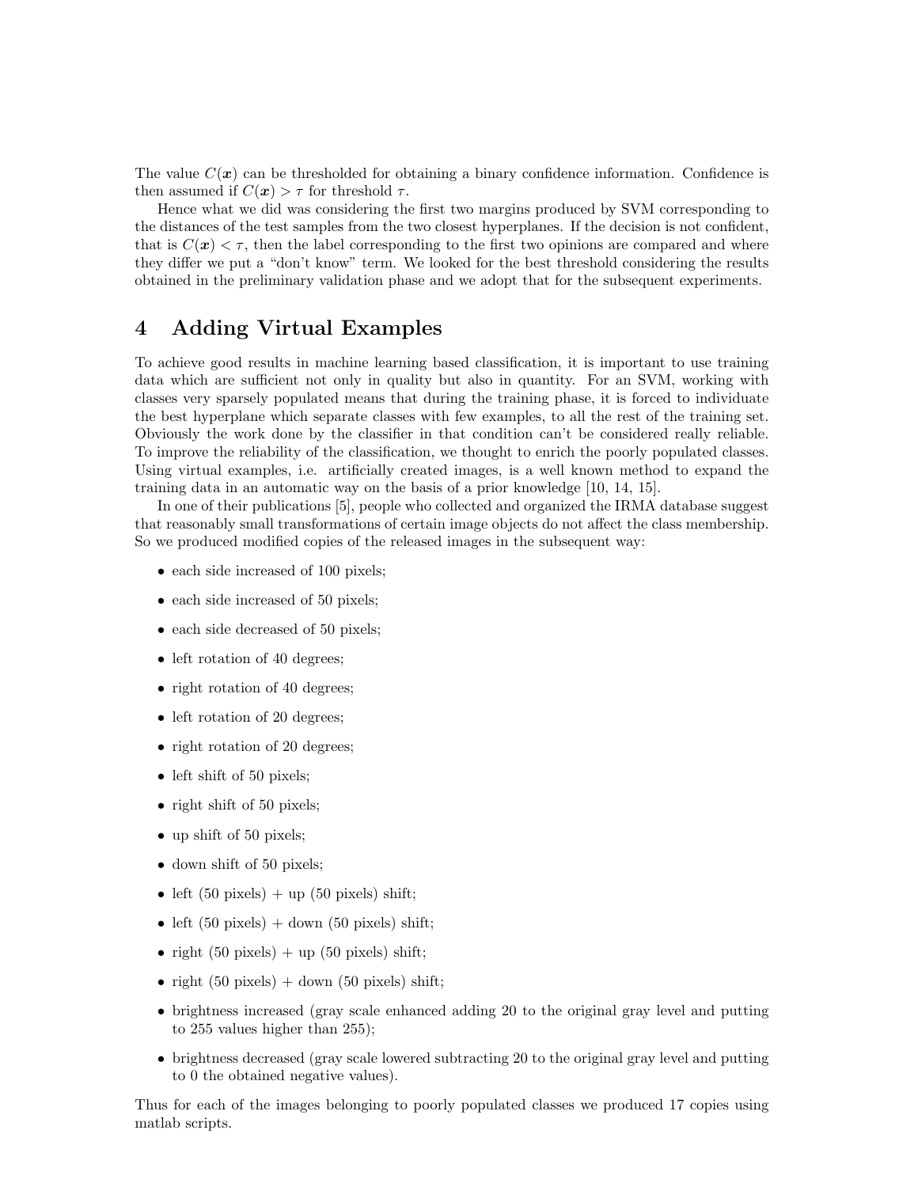The value $C(\boldsymbol{x})$ can be thresholded for obtaining a binary confidence information. Confidence is then assumed if $C(\boldsymbol{x}) > \tau$ for threshold $\tau$.

Hence what we did was considering the first two margins produced by SVM corresponding to the distances of the test samples from the two closest hyperplanes. If the decision is not confident, that is $C(\boldsymbol{x}) < \tau$, then the label corresponding to the first two opinions are compared and where they differ we put a "don't know" term. We looked for the best threshold considering the results obtained in the preliminary validation phase and we adopt that for the subsequent experiments.

# 4 Adding Virtual Examples

To achieve good results in machine learning based classification, it is important to use training data which are sufficient not only in quality but also in quantity. For an SVM, working with classes very sparsely populated means that during the training phase, it is forced to individuate the best hyperplane which separate classes with few examples, to all the rest of the training set. Obviously the work done by the classifier in that condition can't be considered really reliable. To improve the reliability of the classification, we thought to enrich the poorly populated classes. Using virtual examples, i.e. artificially created images, is a well known method to expand the training data in an automatic way on the basis of a prior knowledge [10, 14, 15].

In one of their publications [5], people who collected and organized the IRMA database suggest that reasonably small transformations of certain image objects do not affect the class membership. So we produced modified copies of the released images in the subsequent way:

- each side increased of 100 pixels;
- each side increased of 50 pixels;
- each side decreased of 50 pixels;
- left rotation of 40 degrees;
- right rotation of 40 degrees;
- left rotation of 20 degrees;
- right rotation of 20 degrees;
- left shift of 50 pixels;
- right shift of 50 pixels;
- up shift of 50 pixels;
- down shift of 50 pixels;
- left (50 pixels) + up (50 pixels) shift;
- left (50 pixels) + down (50 pixels) shift;
- right (50 pixels) + up (50 pixels) shift;
- right (50 pixels) + down (50 pixels) shift;
- brightness increased (gray scale enhanced adding 20 to the original gray level and putting to 255 values higher than 255);
- brightness decreased (gray scale lowered subtracting 20 to the original gray level and putting to 0 the obtained negative values).

Thus for each of the images belonging to poorly populated classes we produced 17 copies using matlab scripts.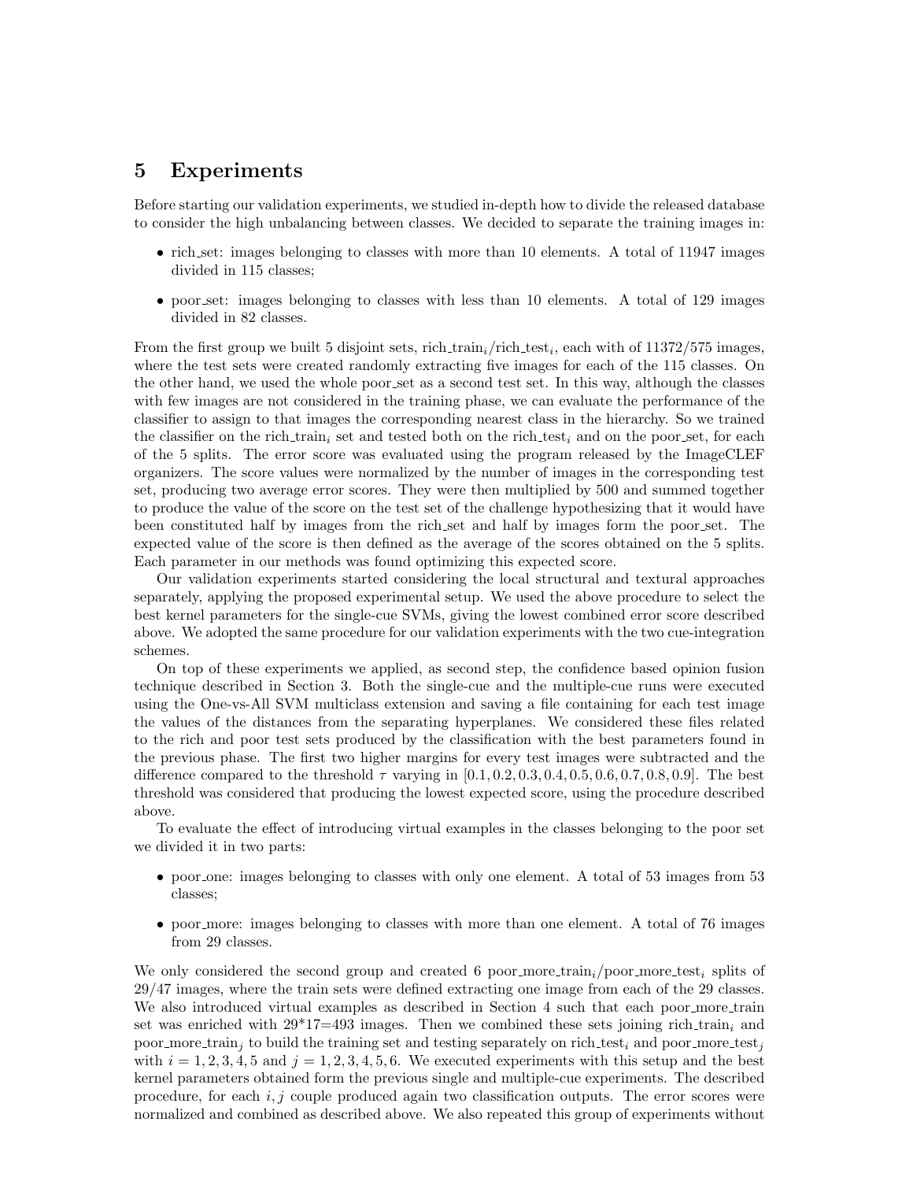## 5 Experiments

Before starting our validation experiments, we studied in-depth how to divide the released database to consider the high unbalancing between classes. We decided to separate the training images in:

- rich_set: images belonging to classes with more than 10 elements. A total of 11947 images divided in 115 classes;
- poor_set: images belonging to classes with less than 10 elements. A total of 129 images divided in 82 classes.

From the first group we built 5 disjoint sets, $\text{rich\_train}_i/\text{rich\_test}_i$, each with of 11372/575 images, where the test sets were created randomly extracting five images for each of the 115 classes. On the other hand, we used the whole poor_set as a second test set. In this way, although the classes with few images are not considered in the training phase, we can evaluate the performance of the classifier to assign to that images the corresponding nearest class in the hierarchy. So we trained the classifier on the $\text{rich\_train}_i$ set and tested both on the $\text{rich\_test}_i$ and on the poor_set, for each of the 5 splits. The error score was evaluated using the program released by the ImageCLEF organizers. The score values were normalized by the number of images in the corresponding test set, producing two average error scores. They were then multiplied by 500 and summed together to produce the value of the score on the test set of the challenge hypothesizing that it would have been constituted half by images from the rich_set and half by images form the poor_set. The expected value of the score is then defined as the average of the scores obtained on the 5 splits. Each parameter in our methods was found optimizing this expected score.

Our validation experiments started considering the local structural and textural approaches separately, applying the proposed experimental setup. We used the above procedure to select the best kernel parameters for the single-cue SVMs, giving the lowest combined error score described above. We adopted the same procedure for our validation experiments with the two cue-integration schemes.

On top of these experiments we applied, as second step, the confidence based opinion fusion technique described in Section 3. Both the single-cue and the multiple-cue runs were executed using the One-vs-All SVM multiclass extension and saving a file containing for each test image the values of the distances from the separating hyperplanes. We considered these files related to the rich and poor test sets produced by the classification with the best parameters found in the previous phase. The first two higher margins for every test images were subtracted and the difference compared to the threshold $\tau$ varying in $[0.1, 0.2, 0.3, 0.4, 0.5, 0.6, 0.7, 0.8, 0.9]$. The best threshold was considered that producing the lowest expected score, using the procedure described above.

To evaluate the effect of introducing virtual examples in the classes belonging to the poor set we divided it in two parts:

- poor_one: images belonging to classes with only one element. A total of 53 images from 53 classes;
- poor_more: images belonging to classes with more than one element. A total of 76 images from 29 classes.

We only considered the second group and created 6 $\text{poor\_more\_train}_i/\text{poor\_more\_test}_i$ splits of 29/47 images, where the train sets were defined extracting one image from each of the 29 classes. We also introduced virtual examples as described in Section 4 such that each poor_more_train set was enriched with 29*17=493 images. Then we combined these sets joining $\text{rich\_train}_i$ and $\text{poor\_more\_train}_j$ to build the training set and testing separately on $\text{rich\_test}_i$ and $\text{poor\_more\_test}_j$ with $i = 1, 2, 3, 4, 5$ and $j = 1, 2, 3, 4, 5, 6$. We executed experiments with this setup and the best kernel parameters obtained form the previous single and multiple-cue experiments. The described procedure, for each $i, j$ couple produced again two classification outputs. The error scores were normalized and combined as described above. We also repeated this group of experiments without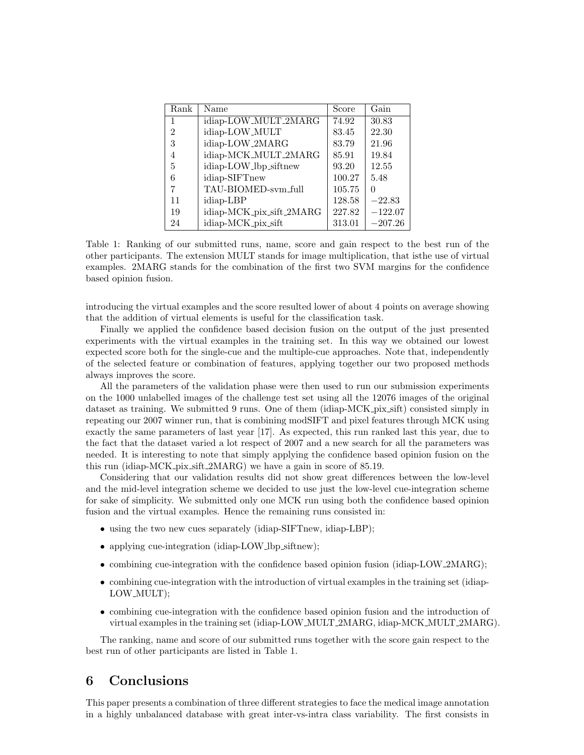| Rank | Name | Score | Gain |
|---|---|---|---|
| 1 | idiap-LOW_MULT_2MARG | 74.92 | 30.83 |
| 2 | idiap-LOW_MULT | 83.45 | 22.30 |
| 3 | idiap-LOW_2MARG | 83.79 | 21.96 |
| 4 | idiap-MCK_MULT_2MARG | 85.91 | 19.84 |
| 5 | idiap-LOW_lbp_siftnew | 93.20 | 12.55 |
| 6 | idiap-SIFTnew | 100.27 | 5.48 |
| 7 | TAU-BIOMED-svm_full | 105.75 | 0 |
| 11 | idiap-LBP | 128.58 | $-22.83$ |
| 19 | idiap-MCK_pix_sift_2MARG | 227.82 | $-122.07$ |
| 24 | idiap-MCK_pix_sift | 313.01 | $-207.26$ |

Table 1: Ranking of our submitted runs, name, score and gain respect to the best run of the other participants. The extension MULT stands for image multiplication, that isthe use of virtual examples. 2MARG stands for the combination of the first two SVM margins for the confidence based opinion fusion.

introducing the virtual examples and the score resulted lower of about 4 points on average showing that the addition of virtual elements is useful for the classification task.

Finally we applied the confidence based decision fusion on the output of the just presented experiments with the virtual examples in the training set. In this way we obtained our lowest expected score both for the single-cue and the multiple-cue approaches. Note that, independently of the selected feature or combination of features, applying together our two proposed methods always improves the score.

All the parameters of the validation phase were then used to run our submission experiments on the 1000 unlabelled images of the challenge test set using all the 12076 images of the original dataset as training. We submitted 9 runs. One of them (idiap-MCK_pix_sift) consisted simply in repeating our 2007 winner run, that is combining modSIFT and pixel features through MCK using exactly the same parameters of last year [17]. As expected, this run ranked last this year, due to the fact that the dataset varied a lot respect of 2007 and a new search for all the parameters was needed. It is interesting to note that simply applying the confidence based opinion fusion on the this run (idiap-MCK_pix_sift_2MARG) we have a gain in score of 85.19.

Considering that our validation results did not show great differences between the low-level and the mid-level integration scheme we decided to use just the low-level cue-integration scheme for sake of simplicity. We submitted only one MCK run using both the confidence based opinion fusion and the virtual examples. Hence the remaining runs consisted in:

- using the two new cues separately (idiap-SIFTnew, idiap-LBP);
- applying cue-integration (idiap-LOW_lbp_siftnew);
- combining cue-integration with the confidence based opinion fusion (idiap-LOW_2MARG);
- combining cue-integration with the introduction of virtual examples in the training set (idiap-LOW_MULT);
- combining cue-integration with the confidence based opinion fusion and the introduction of virtual examples in the training set (idiap-LOW_MULT_2MARG, idiap-MCK_MULT_2MARG).

The ranking, name and score of our submitted runs together with the score gain respect to the best run of other participants are listed in Table 1.

# 6 Conclusions

This paper presents a combination of three different strategies to face the medical image annotation in a highly unbalanced database with great inter-vs-intra class variability. The first consists in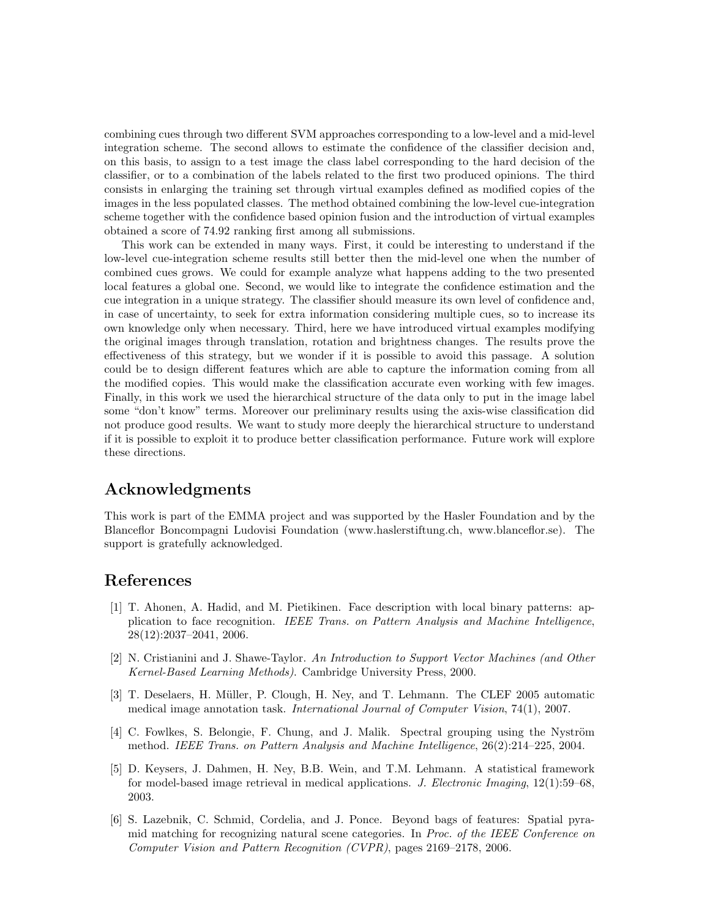combining cues through two different SVM approaches corresponding to a low-level and a mid-level integration scheme. The second allows to estimate the confidence of the classifier decision and, on this basis, to assign to a test image the class label corresponding to the hard decision of the classifier, or to a combination of the labels related to the first two produced opinions. The third consists in enlarging the training set through virtual examples defined as modified copies of the images in the less populated classes. The method obtained combining the low-level cue-integration scheme together with the confidence based opinion fusion and the introduction of virtual examples obtained a score of 74.92 ranking first among all submissions.

This work can be extended in many ways. First, it could be interesting to understand if the low-level cue-integration scheme results still better then the mid-level one when the number of combined cues grows. We could for example analyze what happens adding to the two presented local features a global one. Second, we would like to integrate the confidence estimation and the cue integration in a unique strategy. The classifier should measure its own level of confidence and, in case of uncertainty, to seek for extra information considering multiple cues, so to increase its own knowledge only when necessary. Third, here we have introduced virtual examples modifying the original images through translation, rotation and brightness changes. The results prove the effectiveness of this strategy, but we wonder if it is possible to avoid this passage. A solution could be to design different features which are able to capture the information coming from all the modified copies. This would make the classification accurate even working with few images. Finally, in this work we used the hierarchical structure of the data only to put in the image label some "don't know" terms. Moreover our preliminary results using the axis-wise classification did not produce good results. We want to study more deeply the hierarchical structure to understand if it is possible to exploit it to produce better classification performance. Future work will explore these directions.

## Acknowledgments

This work is part of the EMMA project and was supported by the Hasler Foundation and by the Blanceflor Boncompagni Ludovisi Foundation (www.haslerstiftung.ch, www.blanceflor.se). The support is gratefully acknowledged.

## References

[1] T. Ahonen, A. Hadid, and M. Pietikinen. Face description with local binary patterns: application to face recognition. *IEEE Trans. on Pattern Analysis and Machine Intelligence*, 28(12):2037–2041, 2006.

[2] N. Cristianini and J. Shawe-Taylor. *An Introduction to Support Vector Machines (and Other Kernel-Based Learning Methods)*. Cambridge University Press, 2000.

[3] T. Deselaers, H. Müller, P. Clough, H. Ney, and T. Lehmann. The CLEF 2005 automatic medical image annotation task. *International Journal of Computer Vision*, 74(1), 2007.

[4] C. Fowlkes, S. Belongie, F. Chung, and J. Malik. Spectral grouping using the Nyström method. *IEEE Trans. on Pattern Analysis and Machine Intelligence*, 26(2):214–225, 2004.

[5] D. Keysers, J. Dahmen, H. Ney, B.B. Wein, and T.M. Lehmann. A statistical framework for model-based image retrieval in medical applications. *J. Electronic Imaging*, 12(1):59–68, 2003.

[6] S. Lazebnik, C. Schmid, Cordelia, and J. Ponce. Beyond bags of features: Spatial pyramid matching for recognizing natural scene categories. In *Proc. of the IEEE Conference on Computer Vision and Pattern Recognition (CVPR)*, pages 2169–2178, 2006.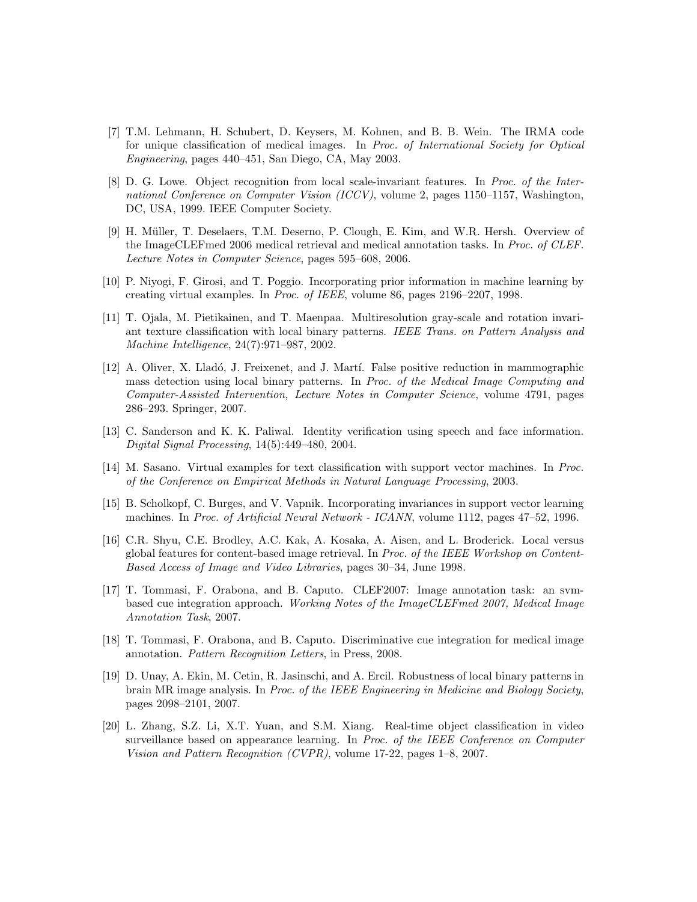[7] T.M. Lehmann, H. Schubert, D. Keysers, M. Kohnen, and B. B. Wein. The IRMA code for unique classification of medical images. In *Proc. of International Society for Optical Engineering*, pages 440–451, San Diego, CA, May 2003.

[8] D. G. Lowe. Object recognition from local scale-invariant features. In *Proc. of the International Conference on Computer Vision (ICCV)*, volume 2, pages 1150–1157, Washington, DC, USA, 1999. IEEE Computer Society.

[9] H. Müller, T. Deselaers, T.M. Deserno, P. Clough, E. Kim, and W.R. Hersh. Overview of the ImageCLEFmed 2006 medical retrieval and medical annotation tasks. In *Proc. of CLEF. Lecture Notes in Computer Science*, pages 595–608, 2006.

[10] P. Niyogi, F. Girosi, and T. Poggio. Incorporating prior information in machine learning by creating virtual examples. In *Proc. of IEEE*, volume 86, pages 2196–2207, 1998.

[11] T. Ojala, M. Pietikainen, and T. Maenpaa. Multiresolution gray-scale and rotation invariant texture classification with local binary patterns. *IEEE Trans. on Pattern Analysis and Machine Intelligence*, 24(7):971–987, 2002.

[12] A. Oliver, X. Lladó, J. Freixenet, and J. Martí. False positive reduction in mammographic mass detection using local binary patterns. In *Proc. of the Medical Image Computing and Computer-Assisted Intervention, Lecture Notes in Computer Science*, volume 4791, pages 286–293. Springer, 2007.

[13] C. Sanderson and K. K. Paliwal. Identity verification using speech and face information. *Digital Signal Processing*, 14(5):449–480, 2004.

[14] M. Sasano. Virtual examples for text classification with support vector machines. In *Proc. of the Conference on Empirical Methods in Natural Language Processing*, 2003.

[15] B. Scholkopf, C. Burges, and V. Vapnik. Incorporating invariances in support vector learning machines. In *Proc. of Artificial Neural Network - ICANN*, volume 1112, pages 47–52, 1996.

[16] C.R. Shyu, C.E. Brodley, A.C. Kak, A. Kosaka, A. Aisen, and L. Broderick. Local versus global features for content-based image retrieval. In *Proc. of the IEEE Workshop on Content-Based Access of Image and Video Libraries*, pages 30–34, June 1998.

[17] T. Tommasi, F. Orabona, and B. Caputo. CLEF2007: Image annotation task: an svm-based cue integration approach. *Working Notes of the ImageCLEFmed 2007, Medical Image Annotation Task*, 2007.

[18] T. Tommasi, F. Orabona, and B. Caputo. Discriminative cue integration for medical image annotation. *Pattern Recognition Letters*, in Press, 2008.

[19] D. Unay, A. Ekin, M. Cetin, R. Jasinschi, and A. Ercil. Robustness of local binary patterns in brain MR image analysis. In *Proc. of the IEEE Engineering in Medicine and Biology Society*, pages 2098–2101, 2007.

[20] L. Zhang, S.Z. Li, X.T. Yuan, and S.M. Xiang. Real-time object classification in video surveillance based on appearance learning. In *Proc. of the IEEE Conference on Computer Vision and Pattern Recognition (CVPR)*, volume 17-22, pages 1–8, 2007.